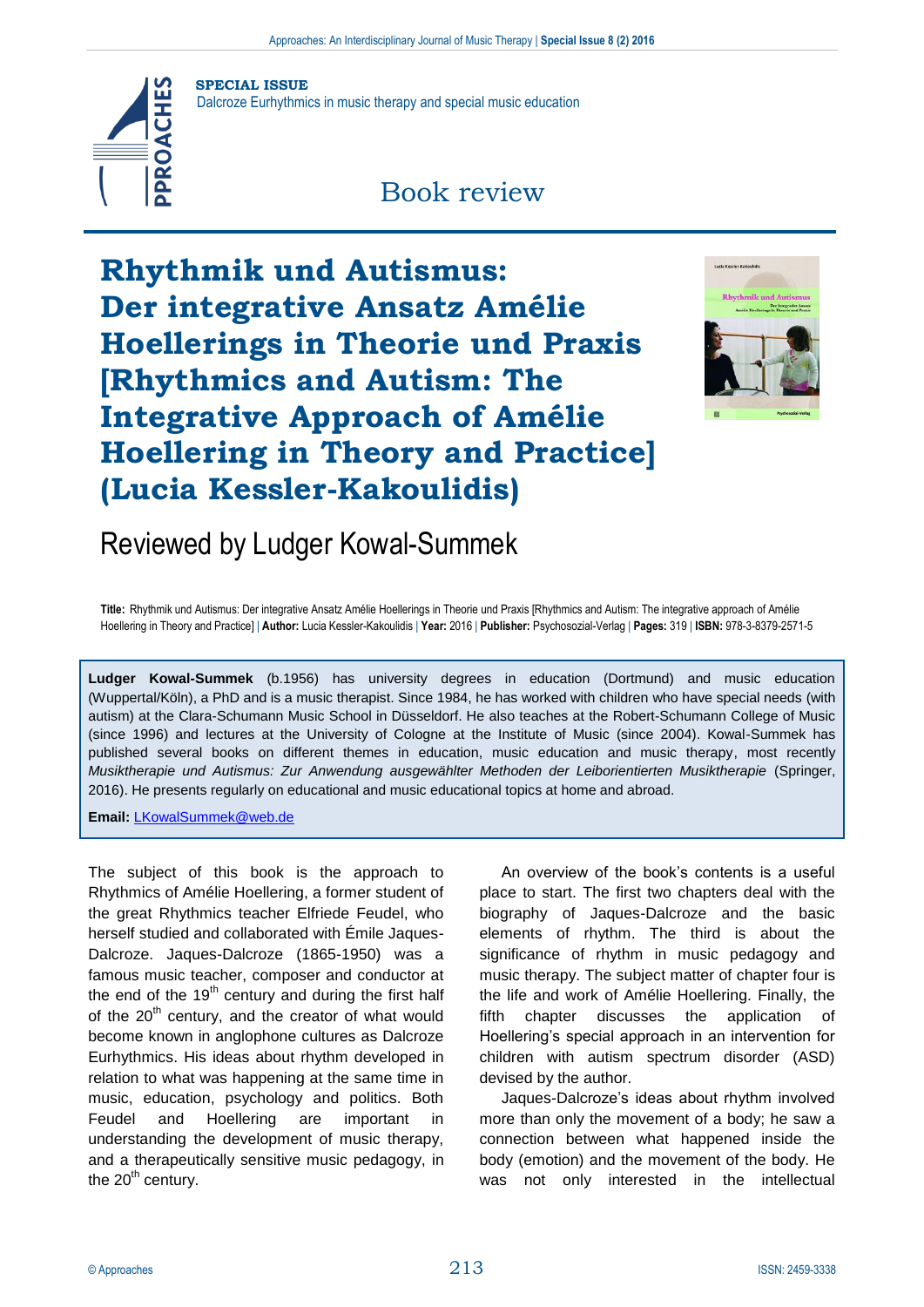**SPECIAL ISSUE**
Dalcroze Eurhythmics in music therapy and special music education

Book review

# Rhythmik und Autismus: Der integrative Ansatz Amélie Hoellerings in Theorie und Praxis [Rhythmics and Autism: The Integrative Approach of Amélie Hoellering in Theory and Practice] (Lucia Kessler-Kakoulidis)

## Reviewed by Ludger Kowal-Summek

**Title:** Rhythmik und Autismus: Der integrative Ansatz Amélie Hoellerings in Theorie und Praxis [Rhythmics and Autism: The integrative approach of Amélie Hoellering in Theory and Practice] | **Author:** Lucia Kessler-Kakoulidis | **Year:** 2016 | **Publisher:** Psychosozial-Verlag | **Pages:** 319 | **ISBN:** 978-3-8379-2571-5

**Ludger Kowal-Summek** (b.1956) has university degrees in education (Dortmund) and music education (Wuppertal/Köln), a PhD and is a music therapist. Since 1984, he has worked with children who have special needs (with autism) at the Clara-Schumann Music School in Düsseldorf. He also teaches at the Robert-Schumann College of Music (since 1996) and lectures at the University of Cologne at the Institute of Music (since 2004). Kowal-Summek has published several books on different themes in education, music education and music therapy, most recently *Musiktherapie und Autismus: Zur Anwendung ausgewählter Methoden der Leiborientierten Musiktherapie* (Springer, 2016). He presents regularly on educational and music educational topics at home and abroad.

**Email:** LKowalSummek@web.de

The subject of this book is the approach to Rhythmics of Amélie Hoellering, a former student of the great Rhythmics teacher Elfriede Feudel, who herself studied and collaborated with Émile Jaques-Dalcroze. Jaques-Dalcroze (1865-1950) was a famous music teacher, composer and conductor at the end of the 19th century and during the first half of the 20th century, and the creator of what would become known in anglophone cultures as Dalcroze Eurhythmics. His ideas about rhythm developed in relation to what was happening at the same time in music, education, psychology and politics. Both Feudel and Hoellering are important in understanding the development of music therapy, and a therapeutically sensitive music pedagogy, in the 20th century.

An overview of the book's contents is a useful place to start. The first two chapters deal with the biography of Jaques-Dalcroze and the basic elements of rhythm. The third is about the significance of rhythm in music pedagogy and music therapy. The subject matter of chapter four is the life and work of Amélie Hoellering. Finally, the fifth chapter discusses the application of Hoellering's special approach in an intervention for children with autism spectrum disorder (ASD) devised by the author.

Jaques-Dalcroze's ideas about rhythm involved more than only the movement of a body; he saw a connection between what happened inside the body (emotion) and the movement of the body. He was not only interested in the intellectual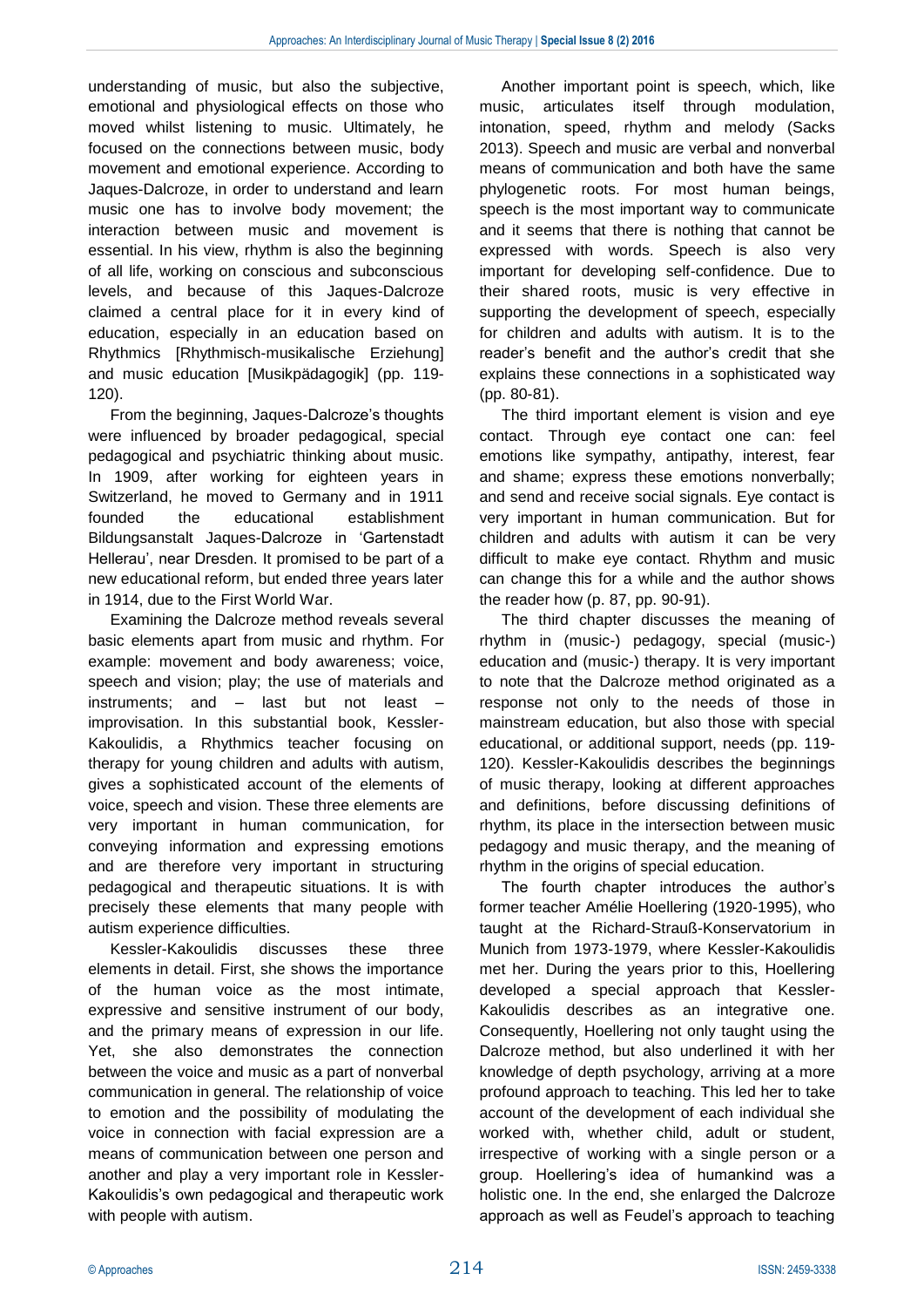understanding of music, but also the subjective, emotional and physiological effects on those who moved whilst listening to music. Ultimately, he focused on the connections between music, body movement and emotional experience. According to Jaques-Dalcroze, in order to understand and learn music one has to involve body movement; the interaction between music and movement is essential. In his view, rhythm is also the beginning of all life, working on conscious and subconscious levels, and because of this Jaques-Dalcroze claimed a central place for it in every kind of education, especially in an education based on Rhythmics [Rhythmisch-musikalische Erziehung] and music education [Musikpädagogik] (pp. 119-120).

From the beginning, Jaques-Dalcroze's thoughts were influenced by broader pedagogical, special pedagogical and psychiatric thinking about music. In 1909, after working for eighteen years in Switzerland, he moved to Germany and in 1911 founded the educational establishment Bildungsanstalt Jaques-Dalcroze in 'Gartenstadt Hellerau', near Dresden. It promised to be part of a new educational reform, but ended three years later in 1914, due to the First World War.

Examining the Dalcroze method reveals several basic elements apart from music and rhythm. For example: movement and body awareness; voice, speech and vision; play; the use of materials and instruments; and – last but not least – improvisation. In this substantial book, Kessler-Kakoulidis, a Rhythmics teacher focusing on therapy for young children and adults with autism, gives a sophisticated account of the elements of voice, speech and vision. These three elements are very important in human communication, for conveying information and expressing emotions and are therefore very important in structuring pedagogical and therapeutic situations. It is with precisely these elements that many people with autism experience difficulties.

Kessler-Kakoulidis discusses these three elements in detail. First, she shows the importance of the human voice as the most intimate, expressive and sensitive instrument of our body, and the primary means of expression in our life. Yet, she also demonstrates the connection between the voice and music as a part of nonverbal communication in general. The relationship of voice to emotion and the possibility of modulating the voice in connection with facial expression are a means of communication between one person and another and play a very important role in Kessler-Kakoulidis's own pedagogical and therapeutic work with people with autism.

Another important point is speech, which, like music, articulates itself through modulation, intonation, speed, rhythm and melody (Sacks 2013). Speech and music are verbal and nonverbal means of communication and both have the same phylogenetic roots. For most human beings, speech is the most important way to communicate and it seems that there is nothing that cannot be expressed with words. Speech is also very important for developing self-confidence. Due to their shared roots, music is very effective in supporting the development of speech, especially for children and adults with autism. It is to the reader's benefit and the author's credit that she explains these connections in a sophisticated way (pp. 80-81).

The third important element is vision and eye contact. Through eye contact one can: feel emotions like sympathy, antipathy, interest, fear and shame; express these emotions nonverbally; and send and receive social signals. Eye contact is very important in human communication. But for children and adults with autism it can be very difficult to make eye contact. Rhythm and music can change this for a while and the author shows the reader how (p. 87, pp. 90-91).

The third chapter discusses the meaning of rhythm in (music-) pedagogy, special (music-) education and (music-) therapy. It is very important to note that the Dalcroze method originated as a response not only to the needs of those in mainstream education, but also those with special educational, or additional support, needs (pp. 119-120). Kessler-Kakoulidis describes the beginnings of music therapy, looking at different approaches and definitions, before discussing definitions of rhythm, its place in the intersection between music pedagogy and music therapy, and the meaning of rhythm in the origins of special education.

The fourth chapter introduces the author's former teacher Amélie Hoellering (1920-1995), who taught at the Richard-Strauß-Konservatorium in Munich from 1973-1979, where Kessler-Kakoulidis met her. During the years prior to this, Hoellering developed a special approach that Kessler-Kakoulidis describes as an integrative one. Consequently, Hoellering not only taught using the Dalcroze method, but also underlined it with her knowledge of depth psychology, arriving at a more profound approach to teaching. This led her to take account of the development of each individual she worked with, whether child, adult or student, irrespective of working with a single person or a group. Hoellering's idea of humankind was a holistic one. In the end, she enlarged the Dalcroze approach as well as Feudel's approach to teaching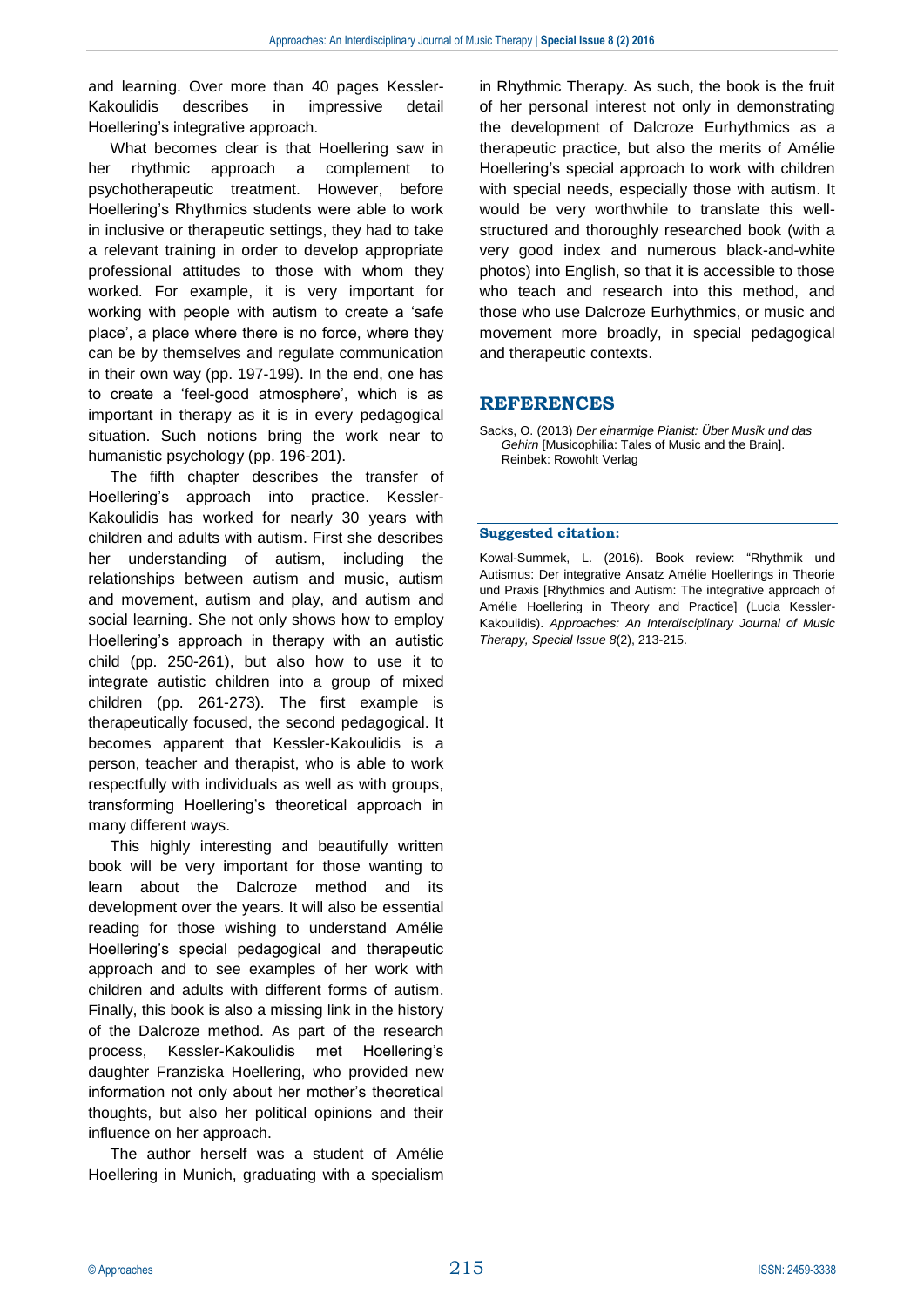and learning. Over more than 40 pages Kessler-Kakoulidis describes in impressive detail Hoellering's integrative approach.

What becomes clear is that Hoellering saw in her rhythmic approach a complement to psychotherapeutic treatment. However, before Hoellering's Rhythmics students were able to work in inclusive or therapeutic settings, they had to take a relevant training in order to develop appropriate professional attitudes to those with whom they worked. For example, it is very important for working with people with autism to create a 'safe place', a place where there is no force, where they can be by themselves and regulate communication in their own way (pp. 197-199). In the end, one has to create a 'feel-good atmosphere', which is as important in therapy as it is in every pedagogical situation. Such notions bring the work near to humanistic psychology (pp. 196-201).

The fifth chapter describes the transfer of Hoellering's approach into practice. Kessler-Kakoulidis has worked for nearly 30 years with children and adults with autism. First she describes her understanding of autism, including the relationships between autism and music, autism and movement, autism and play, and autism and social learning. She not only shows how to employ Hoellering's approach in therapy with an autistic child (pp. 250-261), but also how to use it to integrate autistic children into a group of mixed children (pp. 261-273). The first example is therapeutically focused, the second pedagogical. It becomes apparent that Kessler-Kakoulidis is a person, teacher and therapist, who is able to work respectfully with individuals as well as with groups, transforming Hoellering's theoretical approach in many different ways.

This highly interesting and beautifully written book will be very important for those wanting to learn about the Dalcroze method and its development over the years. It will also be essential reading for those wishing to understand Amélie Hoellering's special pedagogical and therapeutic approach and to see examples of her work with children and adults with different forms of autism. Finally, this book is also a missing link in the history of the Dalcroze method. As part of the research process, Kessler-Kakoulidis met Hoellering's daughter Franziska Hoellering, who provided new information not only about her mother's theoretical thoughts, but also her political opinions and their influence on her approach.

The author herself was a student of Amélie Hoellering in Munich, graduating with a specialism in Rhythmic Therapy. As such, the book is the fruit of her personal interest not only in demonstrating the development of Dalcroze Eurhythmics as a therapeutic practice, but also the merits of Amélie Hoellering's special approach to work with children with special needs, especially those with autism. It would be very worthwhile to translate this well-structured and thoroughly researched book (with a very good index and numerous black-and-white photos) into English, so that it is accessible to those who teach and research into this method, and those who use Dalcroze Eurhythmics, or music and movement more broadly, in special pedagogical and therapeutic contexts.

## REFERENCES

Sacks, O. (2013) *Der einarmige Pianist: Über Musik und das Gehirn* [Musicophilia: Tales of Music and the Brain]. Reinbek: Rowohlt Verlag

**Suggested citation:**

Kowal-Summek, L. (2016). Book review: "Rhythmik und Autismus: Der integrative Ansatz Amélie Hoellerings in Theorie und Praxis [Rhythmics and Autism: The integrative approach of Amélie Hoellering in Theory and Practice] (Lucia Kessler-Kakoulidis). *Approaches: An Interdisciplinary Journal of Music Therapy, Special Issue 8*(2), 213-215.